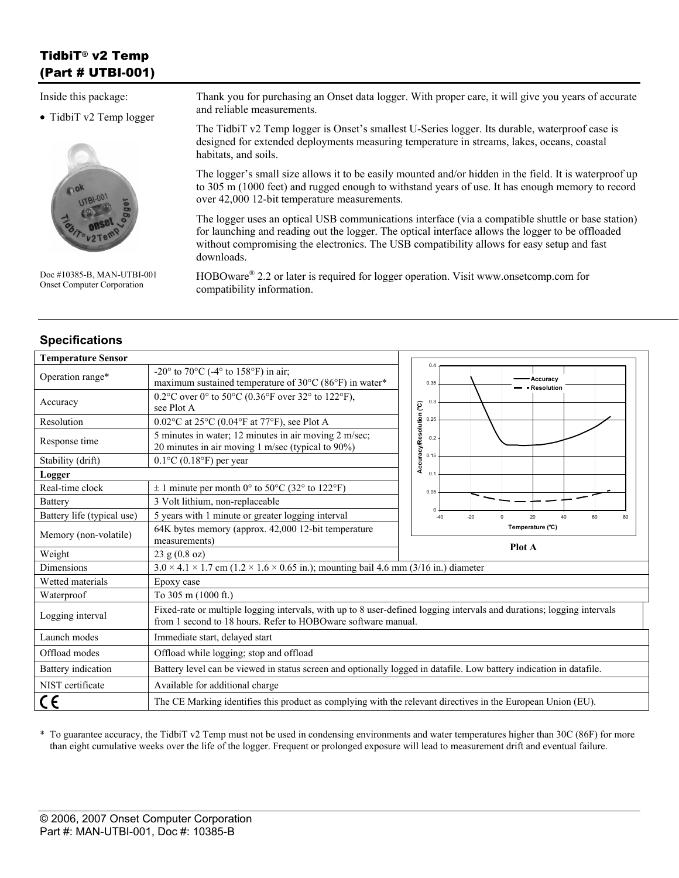# TidbiT® v2 Temp (Part # UTBI-001)

Inside this package:

- TidbiT v2 Temp logger

Doc #10385-B, MAN-UTBI-001
Onset Computer Corporation

Thank you for purchasing an Onset data logger. With proper care, it will give you years of accurate and reliable measurements.

The TidbiT v2 Temp logger is Onset's smallest U-Series logger. Its durable, waterproof case is designed for extended deployments measuring temperature in streams, lakes, oceans, coastal habitats, and soils.

The logger's small size allows it to be easily mounted and/or hidden in the field. It is waterproof up to 305 m (1000 feet) and rugged enough to withstand years of use. It has enough memory to record over 42,000 12-bit temperature measurements.

The logger uses an optical USB communications interface (via a compatible shuttle or base station) for launching and reading out the logger. The optical interface allows the logger to be offloaded without compromising the electronics. The USB compatibility allows for easy setup and fast downloads.

HOBOware® 2.2 or later is required for logger operation. Visit www.onsetcomp.com for compatibility information.

## Specifications

| **Temperature Sensor** | |
|---|---|
| Operation range* | -20° to 70°C (-4° to 158°F) in air; maximum sustained temperature of 30°C (86°F) in water* |
| Accuracy | 0.2°C over 0° to 50°C (0.36°F over 32° to 122°F), see Plot A |
| Resolution | 0.02°C at 25°C (0.04°F at 77°F), see Plot A |
| Response time | 5 minutes in water; 12 minutes in air moving 2 m/sec; 20 minutes in air moving 1 m/sec (typical to 90%) |
| Stability (drift) | 0.1°C (0.18°F) per year |
| **Logger** | |
| Real-time clock | ± 1 minute per month 0° to 50°C (32° to 122°F) |
| Battery | 3 Volt lithium, non-replaceable |
| Battery life (typical use) | 5 years with 1 minute or greater logging interval |
| Memory (non-volatile) | 64K bytes memory (approx. 42,000 12-bit temperature measurements) |
| Weight | 23 g (0.8 oz) |
| Dimensions | 3.0 × 4.1 × 1.7 cm (1.2 × 1.6 × 0.65 in.); mounting bail 4.6 mm (3/16 in.) diameter |
| Wetted materials | Epoxy case |
| Waterproof | To 305 m (1000 ft.) |
| Logging interval | Fixed-rate or multiple logging intervals, with up to 8 user-defined logging intervals and durations; logging intervals from 1 second to 18 hours. Refer to HOBOware software manual. |
| Launch modes | Immediate start, delayed start |
| Offload modes | Offload while logging; stop and offload |
| Battery indication | Battery level can be viewed in status screen and optionally logged in datafile. Low battery indication in datafile. |
| NIST certificate | Available for additional charge |
| CE | The CE Marking identifies this product as complying with the relevant directives in the European Union (EU). |

**Plot A**

\* To guarantee accuracy, the TidbiT v2 Temp must not be used in condensing environments and water temperatures higher than 30C (86F) for more than eight cumulative weeks over the life of the logger. Frequent or prolonged exposure will lead to measurement drift and eventual failure.

© 2006, 2007 Onset Computer Corporation
Part #: MAN-UTBI-001, Doc #: 10385-B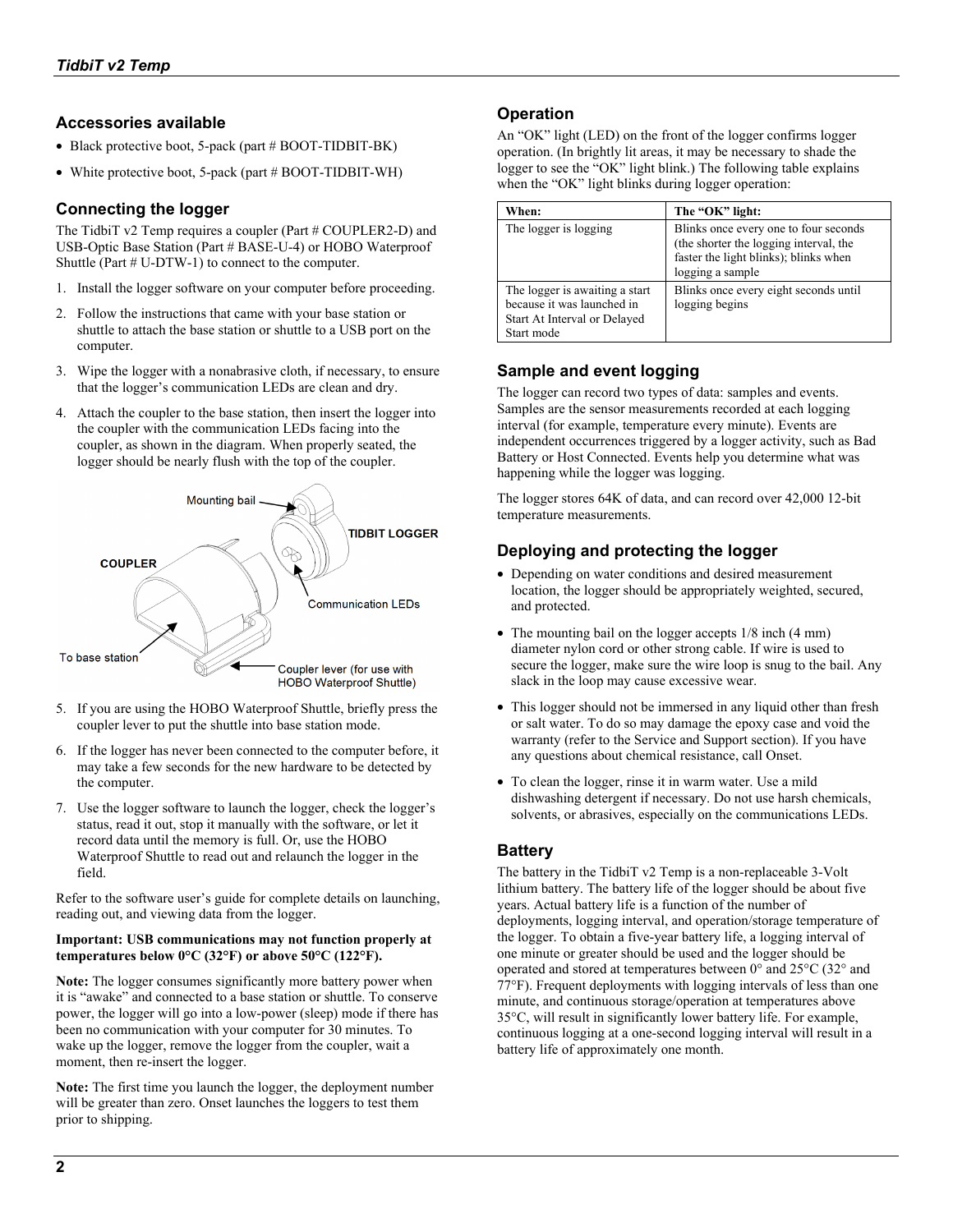## Accessories available

- Black protective boot, 5-pack (part # BOOT-TIDBIT-BK)
- White protective boot, 5-pack (part # BOOT-TIDBIT-WH)

## Connecting the logger

The TidbiT v2 Temp requires a coupler (Part # COUPLER2-D) and USB-Optic Base Station (Part # BASE-U-4) or HOBO Waterproof Shuttle (Part # U-DTW-1) to connect to the computer.

1. Install the logger software on your computer before proceeding.
2. Follow the instructions that came with your base station or shuttle to attach the base station or shuttle to a USB port on the computer.
3. Wipe the logger with a nonabrasive cloth, if necessary, to ensure that the logger's communication LEDs are clean and dry.
4. Attach the coupler to the base station, then insert the logger into the coupler with the communication LEDs facing into the coupler, as shown in the diagram. When properly seated, the logger should be nearly flush with the top of the coupler.
5. If you are using the HOBO Waterproof Shuttle, briefly press the coupler lever to put the shuttle into base station mode.
6. If the logger has never been connected to the computer before, it may take a few seconds for the new hardware to be detected by the computer.
7. Use the logger software to launch the logger, check the logger's status, read it out, stop it manually with the software, or let it record data until the memory is full. Or, use the HOBO Waterproof Shuttle to read out and relaunch the logger in the field.

Refer to the software user's guide for complete details on launching, reading out, and viewing data from the logger.

**Important: USB communications may not function properly at temperatures below 0°C (32°F) or above 50°C (122°F).**

**Note:** The logger consumes significantly more battery power when it is "awake" and connected to a base station or shuttle. To conserve power, the logger will go into a low-power (sleep) mode if there has been no communication with your computer for 30 minutes. To wake up the logger, remove the logger from the coupler, wait a moment, then re-insert the logger.

**Note:** The first time you launch the logger, the deployment number will be greater than zero. Onset launches the loggers to test them prior to shipping.

## Operation

An "OK" light (LED) on the front of the logger confirms logger operation. (In brightly lit areas, it may be necessary to shade the logger to see the "OK" light blink.) The following table explains when the "OK" light blinks during logger operation:

| When: | The "OK" light: |
|---|---|
| The logger is logging | Blinks once every one to four seconds (the shorter the logging interval, the faster the light blinks); blinks when logging a sample |
| The logger is awaiting a start because it was launched in Start At Interval or Delayed Start mode | Blinks once every eight seconds until logging begins |

## Sample and event logging

The logger can record two types of data: samples and events. Samples are the sensor measurements recorded at each logging interval (for example, temperature every minute). Events are independent occurrences triggered by a logger activity, such as Bad Battery or Host Connected. Events help you determine what was happening while the logger was logging.

The logger stores 64K of data, and can record over 42,000 12-bit temperature measurements.

## Deploying and protecting the logger

- Depending on water conditions and desired measurement location, the logger should be appropriately weighted, secured, and protected.
- The mounting bail on the logger accepts 1/8 inch (4 mm) diameter nylon cord or other strong cable. If wire is used to secure the logger, make sure the wire loop is snug to the bail. Any slack in the loop may cause excessive wear.
- This logger should not be immersed in any liquid other than fresh or salt water. To do so may damage the epoxy case and void the warranty (refer to the Service and Support section). If you have any questions about chemical resistance, call Onset.
- To clean the logger, rinse it in warm water. Use a mild dishwashing detergent if necessary. Do not use harsh chemicals, solvents, or abrasives, especially on the communications LEDs.

## Battery

The battery in the TidbiT v2 Temp is a non-replaceable 3-Volt lithium battery. The battery life of the logger should be about five years. Actual battery life is a function of the number of deployments, logging interval, and operation/storage temperature of the logger. To obtain a five-year battery life, a logging interval of one minute or greater should be used and the logger should be operated and stored at temperatures between 0° and 25°C (32° and 77°F). Frequent deployments with logging intervals of less than one minute, and continuous storage/operation at temperatures above 35°C, will result in significantly lower battery life. For example, continuous logging at a one-second logging interval will result in a battery life of approximately one month.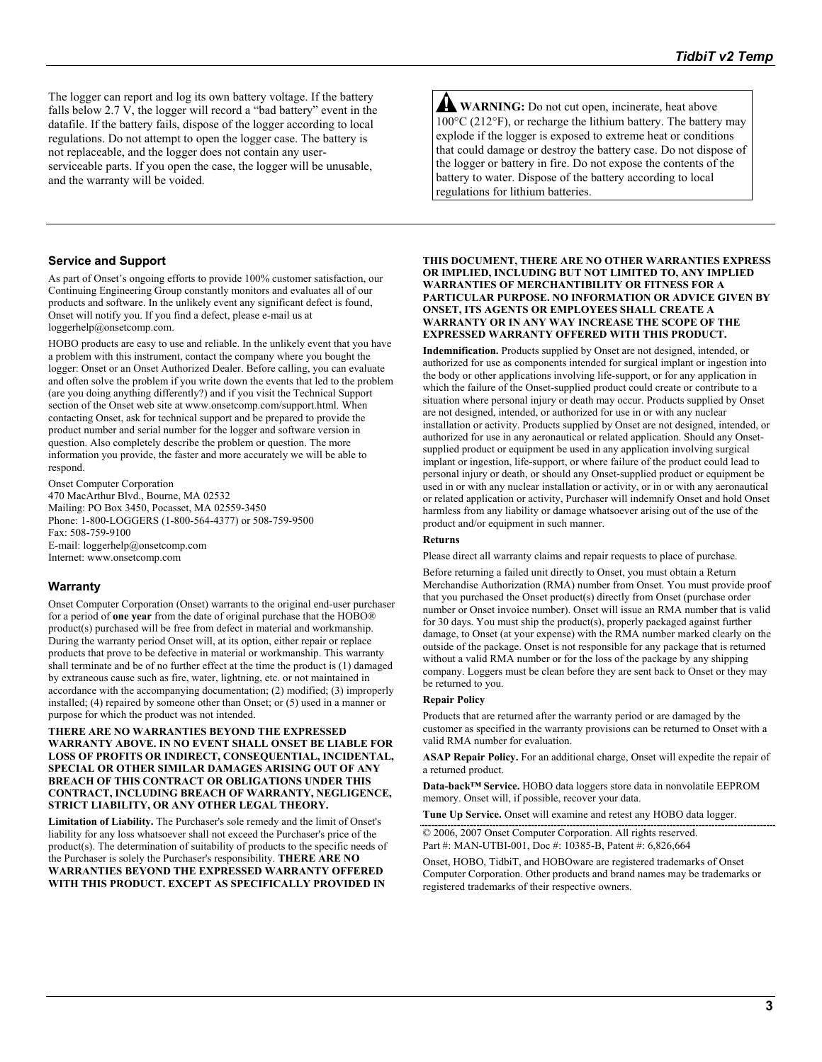The logger can report and log its own battery voltage. If the battery falls below 2.7 V, the logger will record a "bad battery" event in the datafile. If the battery fails, dispose of the logger according to local regulations. Do not attempt to open the logger case. The battery is not replaceable, and the logger does not contain any user-serviceable parts. If you open the case, the logger will be unusable, and the warranty will be voided.

> **WARNING:** Do not cut open, incinerate, heat above 100°C (212°F), or recharge the lithium battery. The battery may explode if the logger is exposed to extreme heat or conditions that could damage or destroy the battery case. Do not dispose of the logger or battery in fire. Do not expose the contents of the battery to water. Dispose of the battery according to local regulations for lithium batteries.

## Service and Support

As part of Onset's ongoing efforts to provide 100% customer satisfaction, our Continuing Engineering Group constantly monitors and evaluates all of our products and software. In the unlikely event any significant defect is found, Onset will notify you. If you find a defect, please e-mail us at loggerhelp@onsetcomp.com.

HOBO products are easy to use and reliable. In the unlikely event that you have a problem with this instrument, contact the company where you bought the logger: Onset or an Onset Authorized Dealer. Before calling, you can evaluate and often solve the problem if you write down the events that led to the problem (are you doing anything differently?) and if you visit the Technical Support section of the Onset web site at www.onsetcomp.com/support.html. When contacting Onset, ask for technical support and be prepared to provide the product number and serial number for the logger and software version in question. Also completely describe the problem or question. The more information you provide, the faster and more accurately we will be able to respond.

Onset Computer Corporation
470 MacArthur Blvd., Bourne, MA 02532
Mailing: PO Box 3450, Pocasset, MA 02559-3450
Phone: 1-800-LOGGERS (1-800-564-4377) or 508-759-9500
Fax: 508-759-9100
E-mail: loggerhelp@onsetcomp.com
Internet: www.onsetcomp.com

## Warranty

Onset Computer Corporation (Onset) warrants to the original end-user purchaser for a period of **one year** from the date of original purchase that the HOBO® product(s) purchased will be free from defect in material and workmanship. During the warranty period Onset will, at its option, either repair or replace products that prove to be defective in material or workmanship. This warranty shall terminate and be of no further effect at the time the product is (1) damaged by extraneous cause such as fire, water, lightning, etc. or not maintained in accordance with the accompanying documentation; (2) modified; (3) improperly installed; (4) repaired by someone other than Onset; or (5) used in a manner or purpose for which the product was not intended.

**THERE ARE NO WARRANTIES BEYOND THE EXPRESSED WARRANTY ABOVE. IN NO EVENT SHALL ONSET BE LIABLE FOR LOSS OF PROFITS OR INDIRECT, CONSEQUENTIAL, INCIDENTAL, SPECIAL OR OTHER SIMILAR DAMAGES ARISING OUT OF ANY BREACH OF THIS CONTRACT OR OBLIGATIONS UNDER THIS CONTRACT, INCLUDING BREACH OF WARRANTY, NEGLIGENCE, STRICT LIABILITY, OR ANY OTHER LEGAL THEORY.**

**Limitation of Liability.** The Purchaser's sole remedy and the limit of Onset's liability for any loss whatsoever shall not exceed the Purchaser's price of the product(s). The determination of suitability of products to the specific needs of the Purchaser is solely the Purchaser's responsibility. **THERE ARE NO WARRANTIES BEYOND THE EXPRESSED WARRANTY OFFERED WITH THIS PRODUCT. EXCEPT AS SPECIFICALLY PROVIDED IN THIS DOCUMENT, THERE ARE NO OTHER WARRANTIES EXPRESS OR IMPLIED, INCLUDING BUT NOT LIMITED TO, ANY IMPLIED WARRANTIES OF MERCHANTIBILITY OR FITNESS FOR A PARTICULAR PURPOSE. NO INFORMATION OR ADVICE GIVEN BY ONSET, ITS AGENTS OR EMPLOYEES SHALL CREATE A WARRANTY OR IN ANY WAY INCREASE THE SCOPE OF THE EXPRESSED WARRANTY OFFERED WITH THIS PRODUCT.**

**Indemnification.** Products supplied by Onset are not designed, intended, or authorized for use as components intended for surgical implant or ingestion into the body or other applications involving life-support, or for any application in which the failure of the Onset-supplied product could create or contribute to a situation where personal injury or death may occur. Products supplied by Onset are not designed, intended, or authorized for use in or with any nuclear installation or activity. Products supplied by Onset are not designed, intended, or authorized for use in any aeronautical or related application. Should any Onset-supplied product or equipment be used in any application involving surgical implant or ingestion, life-support, or where failure of the product could lead to personal injury or death, or should any Onset-supplied product or equipment be used in or with any nuclear installation or activity, or in or with any aeronautical or related application or activity, Purchaser will indemnify Onset and hold Onset harmless from any liability or damage whatsoever arising out of the use of the product and/or equipment in such manner.

**Returns**

Please direct all warranty claims and repair requests to place of purchase.

Before returning a failed unit directly to Onset, you must obtain a Return Merchandise Authorization (RMA) number from Onset. You must provide proof that you purchased the Onset product(s) directly from Onset (purchase order number or Onset invoice number). Onset will issue an RMA number that is valid for 30 days. You must ship the product(s), properly packaged against further damage, to Onset (at your expense) with the RMA number marked clearly on the outside of the package. Onset is not responsible for any package that is returned without a valid RMA number or for the loss of the package by any shipping company. Loggers must be clean before they are sent back to Onset or they may be returned to you.

**Repair Policy**

Products that are returned after the warranty period or are damaged by the customer as specified in the warranty provisions can be returned to Onset with a valid RMA number for evaluation.

**ASAP Repair Policy.** For an additional charge, Onset will expedite the repair of a returned product.

**Data-back™ Service.** HOBO data loggers store data in nonvolatile EEPROM memory. Onset will, if possible, recover your data.

**Tune Up Service.** Onset will examine and retest any HOBO data logger.

---

© 2006, 2007 Onset Computer Corporation. All rights reserved.
Part #: MAN-UTBI-001, Doc #: 10385-B, Patent #: 6,826,664

Onset, HOBO, TidbiT, and HOBOware are registered trademarks of Onset Computer Corporation. Other products and brand names may be trademarks or registered trademarks of their respective owners.